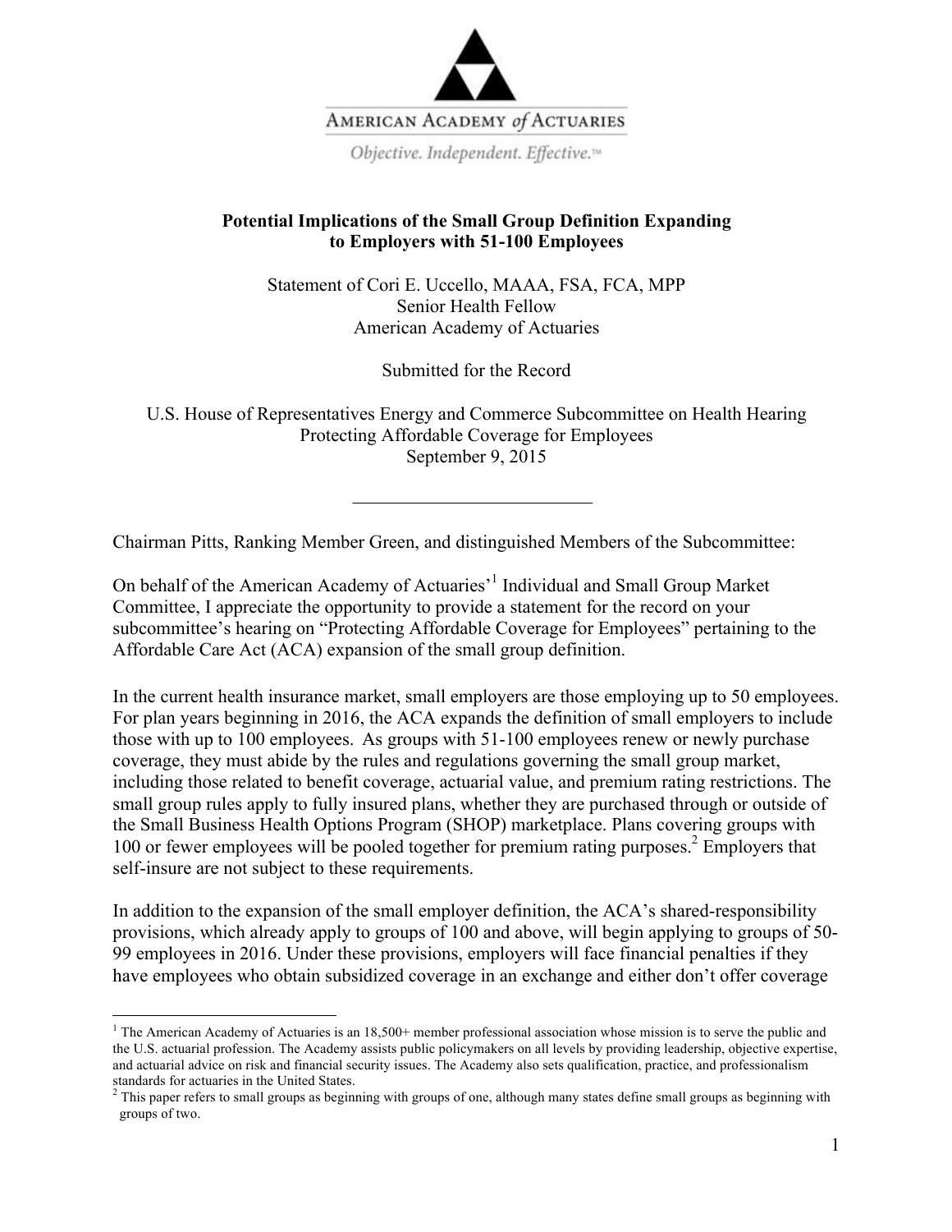AMERICAN ACADEMY *of* ACTUARIES

*Objective. Independent. Effective.™*

**Potential Implications of the Small Group Definition Expanding to Employers with 51-100 Employees**

Statement of Cori E. Uccello, MAAA, FSA, FCA, MPP
Senior Health Fellow
American Academy of Actuaries

Submitted for the Record

U.S. House of Representatives Energy and Commerce Subcommittee on Health Hearing
Protecting Affordable Coverage for Employees
September 9, 2015

---

Chairman Pitts, Ranking Member Green, and distinguished Members of the Subcommittee:

On behalf of the American Academy of Actuaries'[1] Individual and Small Group Market Committee, I appreciate the opportunity to provide a statement for the record on your subcommittee's hearing on "Protecting Affordable Coverage for Employees" pertaining to the Affordable Care Act (ACA) expansion of the small group definition.

In the current health insurance market, small employers are those employing up to 50 employees. For plan years beginning in 2016, the ACA expands the definition of small employers to include those with up to 100 employees. As groups with 51-100 employees renew or newly purchase coverage, they must abide by the rules and regulations governing the small group market, including those related to benefit coverage, actuarial value, and premium rating restrictions. The small group rules apply to fully insured plans, whether they are purchased through or outside of the Small Business Health Options Program (SHOP) marketplace. Plans covering groups with 100 or fewer employees will be pooled together for premium rating purposes.[2] Employers that self-insure are not subject to these requirements.

In addition to the expansion of the small employer definition, the ACA's shared-responsibility provisions, which already apply to groups of 100 and above, will begin applying to groups of 50-99 employees in 2016. Under these provisions, employers will face financial penalties if they have employees who obtain subsidized coverage in an exchange and either don't offer coverage

---

[1] The American Academy of Actuaries is an 18,500+ member professional association whose mission is to serve the public and the U.S. actuarial profession. The Academy assists public policymakers on all levels by providing leadership, objective expertise, and actuarial advice on risk and financial security issues. The Academy also sets qualification, practice, and professionalism standards for actuaries in the United States.

[2] This paper refers to small groups as beginning with groups of one, although many states define small groups as beginning with groups of two.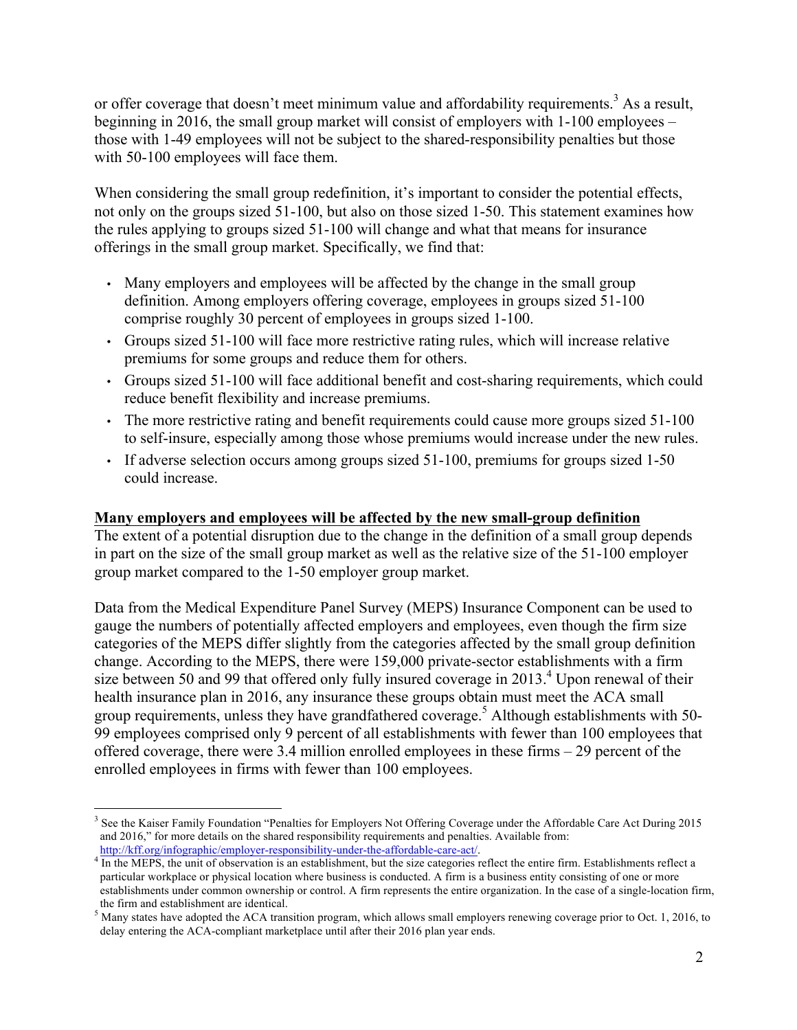or offer coverage that doesn't meet minimum value and affordability requirements.[3] As a result, beginning in 2016, the small group market will consist of employers with 1-100 employees – those with 1-49 employees will not be subject to the shared-responsibility penalties but those with 50-100 employees will face them.

When considering the small group redefinition, it's important to consider the potential effects, not only on the groups sized 51-100, but also on those sized 1-50. This statement examines how the rules applying to groups sized 51-100 will change and what that means for insurance offerings in the small group market. Specifically, we find that:

- Many employers and employees will be affected by the change in the small group definition. Among employers offering coverage, employees in groups sized 51-100 comprise roughly 30 percent of employees in groups sized 1-100.
- Groups sized 51-100 will face more restrictive rating rules, which will increase relative premiums for some groups and reduce them for others.
- Groups sized 51-100 will face additional benefit and cost-sharing requirements, which could reduce benefit flexibility and increase premiums.
- The more restrictive rating and benefit requirements could cause more groups sized 51-100 to self-insure, especially among those whose premiums would increase under the new rules.
- If adverse selection occurs among groups sized 51-100, premiums for groups sized 1-50 could increase.

**Many employers and employees will be affected by the new small-group definition**

The extent of a potential disruption due to the change in the definition of a small group depends in part on the size of the small group market as well as the relative size of the 51-100 employer group market compared to the 1-50 employer group market.

Data from the Medical Expenditure Panel Survey (MEPS) Insurance Component can be used to gauge the numbers of potentially affected employers and employees, even though the firm size categories of the MEPS differ slightly from the categories affected by the small group definition change. According to the MEPS, there were 159,000 private-sector establishments with a firm size between 50 and 99 that offered only fully insured coverage in 2013.[4] Upon renewal of their health insurance plan in 2016, any insurance these groups obtain must meet the ACA small group requirements, unless they have grandfathered coverage.[5] Although establishments with 50-99 employees comprised only 9 percent of all establishments with fewer than 100 employees that offered coverage, there were 3.4 million enrolled employees in these firms – 29 percent of the enrolled employees in firms with fewer than 100 employees.

---

[3] See the Kaiser Family Foundation "Penalties for Employers Not Offering Coverage under the Affordable Care Act During 2015 and 2016," for more details on the shared responsibility requirements and penalties. Available from: http://kff.org/infographic/employer-responsibility-under-the-affordable-care-act/.

[4] In the MEPS, the unit of observation is an establishment, but the size categories reflect the entire firm. Establishments reflect a particular workplace or physical location where business is conducted. A firm is a business entity consisting of one or more establishments under common ownership or control. A firm represents the entire organization. In the case of a single-location firm, the firm and establishment are identical.

[5] Many states have adopted the ACA transition program, which allows small employers renewing coverage prior to Oct. 1, 2016, to delay entering the ACA-compliant marketplace until after their 2016 plan year ends.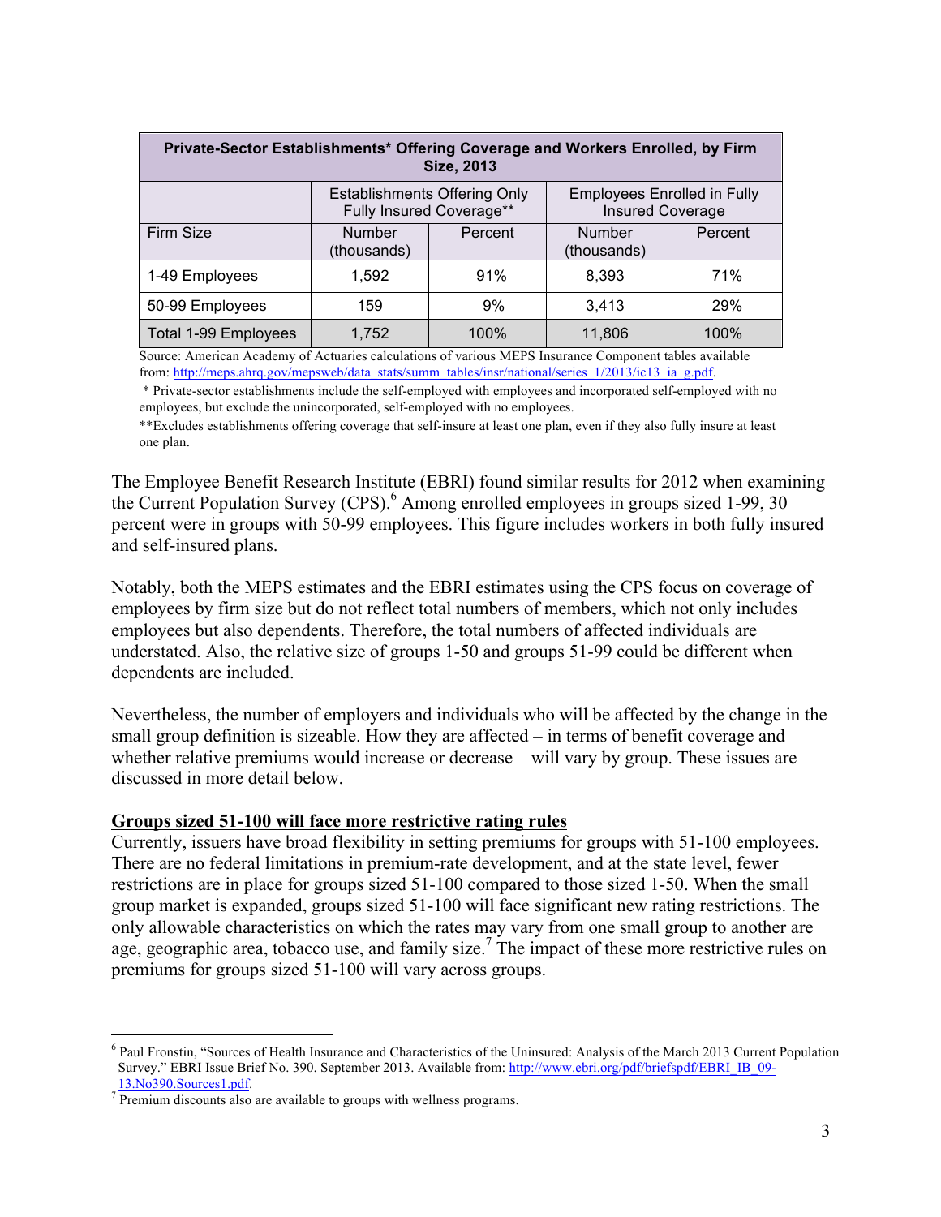| Private-Sector Establishments* Offering Coverage and Workers Enrolled, by Firm Size, 2013 | | | | |
|---|---|---|---|---|
| | Establishments Offering Only Fully Insured Coverage** | | Employees Enrolled in Fully Insured Coverage | |
| Firm Size | Number (thousands) | Percent | Number (thousands) | Percent |
| 1-49 Employees | 1,592 | 91% | 8,393 | 71% |
| 50-99 Employees | 159 | 9% | 3,413 | 29% |
| Total 1-99 Employees | 1,752 | 100% | 11,806 | 100% |

Source: American Academy of Actuaries calculations of various MEPS Insurance Component tables available from: http://meps.ahrq.gov/mepsweb/data_stats/summ_tables/insr/national/series_1/2013/ic13_ia_g.pdf.

* Private-sector establishments include the self-employed with employees and incorporated self-employed with no employees, but exclude the unincorporated, self-employed with no employees.

**Excludes establishments offering coverage that self-insure at least one plan, even if they also fully insure at least one plan.

The Employee Benefit Research Institute (EBRI) found similar results for 2012 when examining the Current Population Survey (CPS).[6] Among enrolled employees in groups sized 1-99, 30 percent were in groups with 50-99 employees. This figure includes workers in both fully insured and self-insured plans.

Notably, both the MEPS estimates and the EBRI estimates using the CPS focus on coverage of employees by firm size but do not reflect total numbers of members, which not only includes employees but also dependents. Therefore, the total numbers of affected individuals are understated. Also, the relative size of groups 1-50 and groups 51-99 could be different when dependents are included.

Nevertheless, the number of employers and individuals who will be affected by the change in the small group definition is sizeable. How they are affected – in terms of benefit coverage and whether relative premiums would increase or decrease – will vary by group. These issues are discussed in more detail below.

**Groups sized 51-100 will face more restrictive rating rules**

Currently, issuers have broad flexibility in setting premiums for groups with 51-100 employees. There are no federal limitations in premium-rate development, and at the state level, fewer restrictions are in place for groups sized 51-100 compared to those sized 1-50. When the small group market is expanded, groups sized 51-100 will face significant new rating restrictions. The only allowable characteristics on which the rates may vary from one small group to another are age, geographic area, tobacco use, and family size.[7] The impact of these more restrictive rules on premiums for groups sized 51-100 will vary across groups.

---

[6] Paul Fronstin, "Sources of Health Insurance and Characteristics of the Uninsured: Analysis of the March 2013 Current Population Survey." EBRI Issue Brief No. 390. September 2013. Available from: http://www.ebri.org/pdf/briefspdf/EBRI_IB_09-13.No390.Sources1.pdf.

[7] Premium discounts also are available to groups with wellness programs.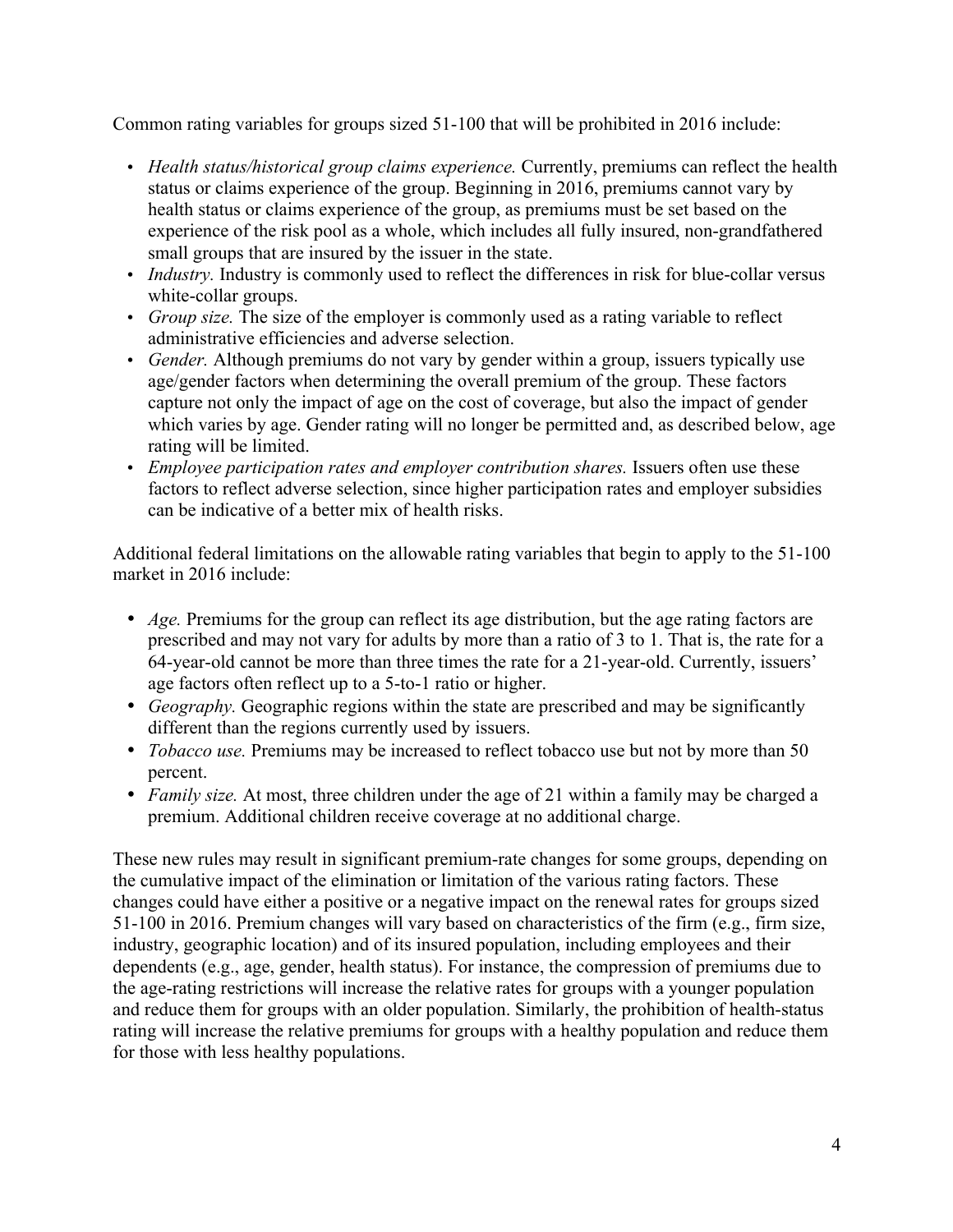Common rating variables for groups sized 51-100 that will be prohibited in 2016 include:

- *Health status/historical group claims experience.* Currently, premiums can reflect the health status or claims experience of the group. Beginning in 2016, premiums cannot vary by health status or claims experience of the group, as premiums must be set based on the experience of the risk pool as a whole, which includes all fully insured, non-grandfathered small groups that are insured by the issuer in the state.
- *Industry.* Industry is commonly used to reflect the differences in risk for blue-collar versus white-collar groups.
- *Group size.* The size of the employer is commonly used as a rating variable to reflect administrative efficiencies and adverse selection.
- *Gender.* Although premiums do not vary by gender within a group, issuers typically use age/gender factors when determining the overall premium of the group. These factors capture not only the impact of age on the cost of coverage, but also the impact of gender which varies by age. Gender rating will no longer be permitted and, as described below, age rating will be limited.
- *Employee participation rates and employer contribution shares.* Issuers often use these factors to reflect adverse selection, since higher participation rates and employer subsidies can be indicative of a better mix of health risks.

Additional federal limitations on the allowable rating variables that begin to apply to the 51-100 market in 2016 include:

- *Age.* Premiums for the group can reflect its age distribution, but the age rating factors are prescribed and may not vary for adults by more than a ratio of 3 to 1. That is, the rate for a 64-year-old cannot be more than three times the rate for a 21-year-old. Currently, issuers' age factors often reflect up to a 5-to-1 ratio or higher.
- *Geography.* Geographic regions within the state are prescribed and may be significantly different than the regions currently used by issuers.
- *Tobacco use.* Premiums may be increased to reflect tobacco use but not by more than 50 percent.
- *Family size.* At most, three children under the age of 21 within a family may be charged a premium. Additional children receive coverage at no additional charge.

These new rules may result in significant premium-rate changes for some groups, depending on the cumulative impact of the elimination or limitation of the various rating factors. These changes could have either a positive or a negative impact on the renewal rates for groups sized 51-100 in 2016. Premium changes will vary based on characteristics of the firm (e.g., firm size, industry, geographic location) and of its insured population, including employees and their dependents (e.g., age, gender, health status). For instance, the compression of premiums due to the age-rating restrictions will increase the relative rates for groups with a younger population and reduce them for groups with an older population. Similarly, the prohibition of health-status rating will increase the relative premiums for groups with a healthy population and reduce them for those with less healthy populations.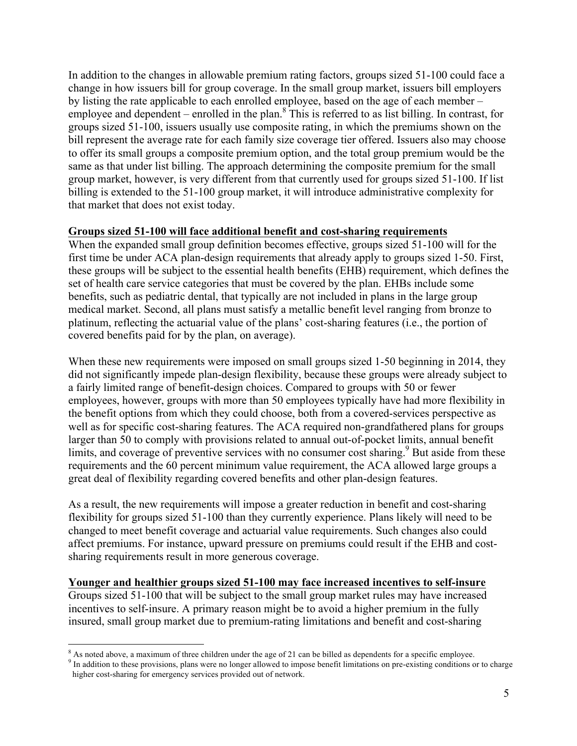In addition to the changes in allowable premium rating factors, groups sized 51-100 could face a change in how issuers bill for group coverage. In the small group market, issuers bill employers by listing the rate applicable to each enrolled employee, based on the age of each member – employee and dependent – enrolled in the plan.[8] This is referred to as list billing. In contrast, for groups sized 51-100, issuers usually use composite rating, in which the premiums shown on the bill represent the average rate for each family size coverage tier offered. Issuers also may choose to offer its small groups a composite premium option, and the total group premium would be the same as that under list billing. The approach determining the composite premium for the small group market, however, is very different from that currently used for groups sized 51-100. If list billing is extended to the 51-100 group market, it will introduce administrative complexity for that market that does not exist today.

**Groups sized 51-100 will face additional benefit and cost-sharing requirements**

When the expanded small group definition becomes effective, groups sized 51-100 will for the first time be under ACA plan-design requirements that already apply to groups sized 1-50. First, these groups will be subject to the essential health benefits (EHB) requirement, which defines the set of health care service categories that must be covered by the plan. EHBs include some benefits, such as pediatric dental, that typically are not included in plans in the large group medical market. Second, all plans must satisfy a metallic benefit level ranging from bronze to platinum, reflecting the actuarial value of the plans' cost-sharing features (i.e., the portion of covered benefits paid for by the plan, on average).

When these new requirements were imposed on small groups sized 1-50 beginning in 2014, they did not significantly impede plan-design flexibility, because these groups were already subject to a fairly limited range of benefit-design choices. Compared to groups with 50 or fewer employees, however, groups with more than 50 employees typically have had more flexibility in the benefit options from which they could choose, both from a covered-services perspective as well as for specific cost-sharing features. The ACA required non-grandfathered plans for groups larger than 50 to comply with provisions related to annual out-of-pocket limits, annual benefit limits, and coverage of preventive services with no consumer cost sharing.[9] But aside from these requirements and the 60 percent minimum value requirement, the ACA allowed large groups a great deal of flexibility regarding covered benefits and other plan-design features.

As a result, the new requirements will impose a greater reduction in benefit and cost-sharing flexibility for groups sized 51-100 than they currently experience. Plans likely will need to be changed to meet benefit coverage and actuarial value requirements. Such changes also could affect premiums. For instance, upward pressure on premiums could result if the EHB and cost-sharing requirements result in more generous coverage.

**Younger and healthier groups sized 51-100 may face increased incentives to self-insure**

Groups sized 51-100 that will be subject to the small group market rules may have increased incentives to self-insure. A primary reason might be to avoid a higher premium in the fully insured, small group market due to premium-rating limitations and benefit and cost-sharing

---

[8] As noted above, a maximum of three children under the age of 21 can be billed as dependents for a specific employee.

[9] In addition to these provisions, plans were no longer allowed to impose benefit limitations on pre-existing conditions or to charge higher cost-sharing for emergency services provided out of network.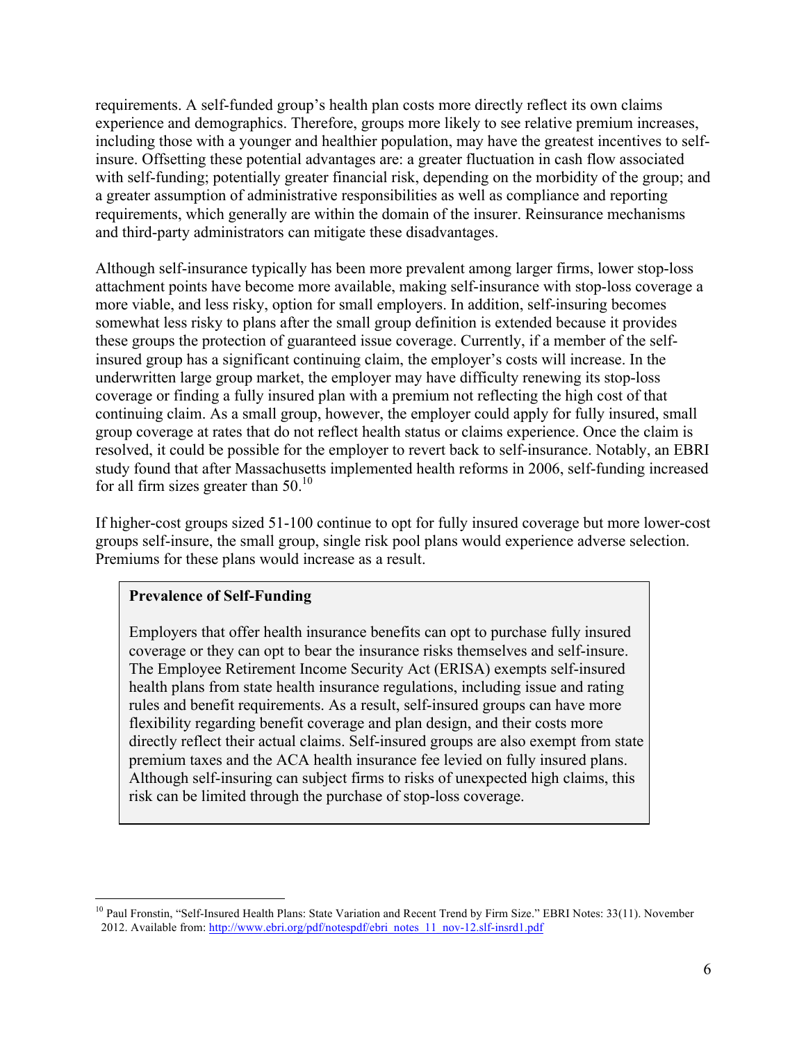requirements. A self-funded group's health plan costs more directly reflect its own claims experience and demographics. Therefore, groups more likely to see relative premium increases, including those with a younger and healthier population, may have the greatest incentives to self-insure. Offsetting these potential advantages are: a greater fluctuation in cash flow associated with self-funding; potentially greater financial risk, depending on the morbidity of the group; and a greater assumption of administrative responsibilities as well as compliance and reporting requirements, which generally are within the domain of the insurer. Reinsurance mechanisms and third-party administrators can mitigate these disadvantages.

Although self-insurance typically has been more prevalent among larger firms, lower stop-loss attachment points have become more available, making self-insurance with stop-loss coverage a more viable, and less risky, option for small employers. In addition, self-insuring becomes somewhat less risky to plans after the small group definition is extended because it provides these groups the protection of guaranteed issue coverage. Currently, if a member of the self-insured group has a significant continuing claim, the employer's costs will increase. In the underwritten large group market, the employer may have difficulty renewing its stop-loss coverage or finding a fully insured plan with a premium not reflecting the high cost of that continuing claim. As a small group, however, the employer could apply for fully insured, small group coverage at rates that do not reflect health status or claims experience. Once the claim is resolved, it could be possible for the employer to revert back to self-insurance. Notably, an EBRI study found that after Massachusetts implemented health reforms in 2006, self-funding increased for all firm sizes greater than 50.[10]

If higher-cost groups sized 51-100 continue to opt for fully insured coverage but more lower-cost groups self-insure, the small group, single risk pool plans would experience adverse selection. Premiums for these plans would increase as a result.

> **Prevalence of Self-Funding**
>
> Employers that offer health insurance benefits can opt to purchase fully insured coverage or they can opt to bear the insurance risks themselves and self-insure. The Employee Retirement Income Security Act (ERISA) exempts self-insured health plans from state health insurance regulations, including issue and rating rules and benefit requirements. As a result, self-insured groups can have more flexibility regarding benefit coverage and plan design, and their costs more directly reflect their actual claims. Self-insured groups are also exempt from state premium taxes and the ACA health insurance fee levied on fully insured plans. Although self-insuring can subject firms to risks of unexpected high claims, this risk can be limited through the purchase of stop-loss coverage.

---

[10] Paul Fronstin, "Self-Insured Health Plans: State Variation and Recent Trend by Firm Size." EBRI Notes: 33(11). November 2012. Available from: http://www.ebri.org/pdf/notespdf/ebri_notes_11_nov-12.slf-insrd1.pdf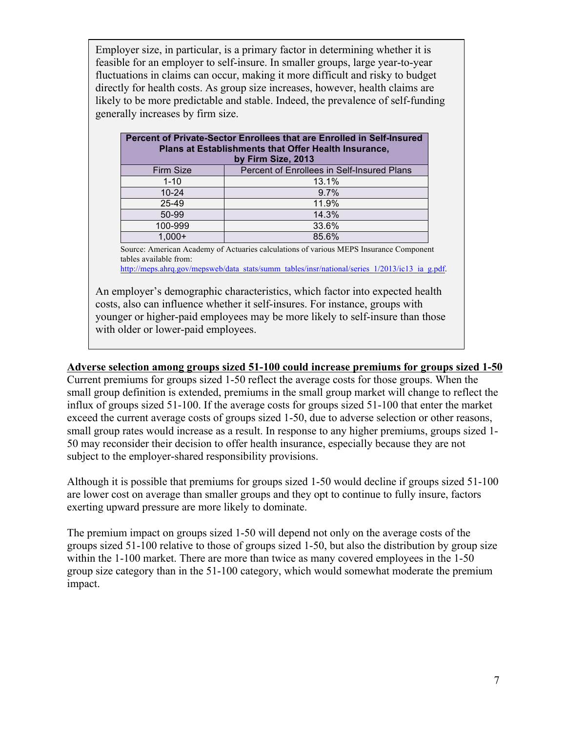Employer size, in particular, is a primary factor in determining whether it is feasible for an employer to self-insure. In smaller groups, large year-to-year fluctuations in claims can occur, making it more difficult and risky to budget directly for health costs. As group size increases, however, health claims are likely to be more predictable and stable. Indeed, the prevalence of self-funding generally increases by firm size.

**Percent of Private-Sector Enrollees that are Enrolled in Self-Insured Plans at Establishments that Offer Health Insurance, by Firm Size, 2013**

| Firm Size | Percent of Enrollees in Self-Insured Plans |
|---|---|
| 1-10 | 13.1% |
| 10-24 | 9.7% |
| 25-49 | 11.9% |
| 50-99 | 14.3% |
| 100-999 | 33.6% |
| 1,000+ | 85.6% |

Source: American Academy of Actuaries calculations of various MEPS Insurance Component tables available from: http://meps.ahrq.gov/mepsweb/data_stats/summ_tables/insr/national/series_1/2013/ic13_ia_g.pdf.

An employer's demographic characteristics, which factor into expected health costs, also can influence whether it self-insures. For instance, groups with younger or higher-paid employees may be more likely to self-insure than those with older or lower-paid employees.

**Adverse selection among groups sized 51-100 could increase premiums for groups sized 1-50**

Current premiums for groups sized 1-50 reflect the average costs for those groups. When the small group definition is extended, premiums in the small group market will change to reflect the influx of groups sized 51-100. If the average costs for groups sized 51-100 that enter the market exceed the current average costs of groups sized 1-50, due to adverse selection or other reasons, small group rates would increase as a result. In response to any higher premiums, groups sized 1-50 may reconsider their decision to offer health insurance, especially because they are not subject to the employer-shared responsibility provisions.

Although it is possible that premiums for groups sized 1-50 would decline if groups sized 51-100 are lower cost on average than smaller groups and they opt to continue to fully insure, factors exerting upward pressure are more likely to dominate.

The premium impact on groups sized 1-50 will depend not only on the average costs of the groups sized 51-100 relative to those of groups sized 1-50, but also the distribution by group size within the 1-100 market. There are more than twice as many covered employees in the 1-50 group size category than in the 51-100 category, which would somewhat moderate the premium impact.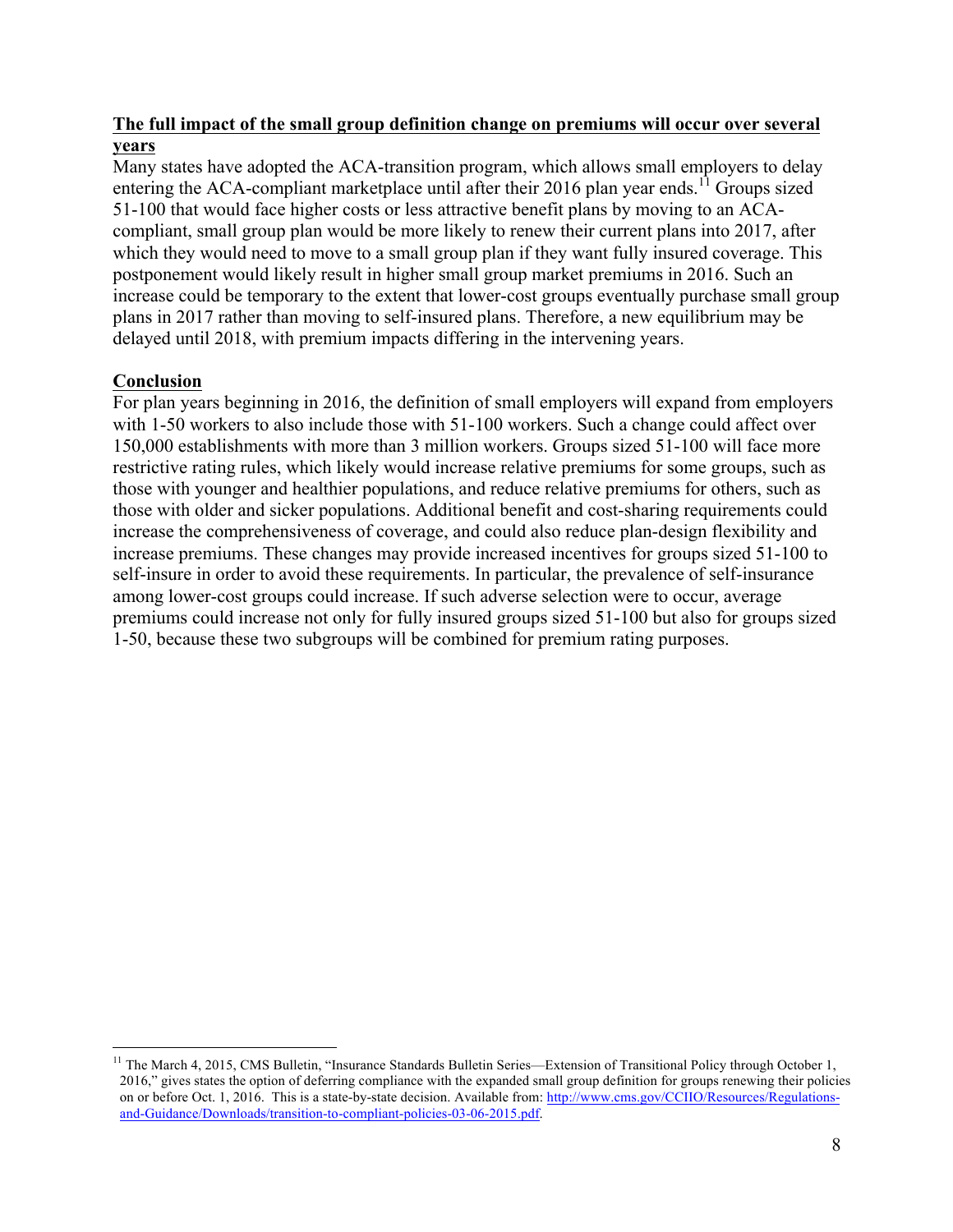**The full impact of the small group definition change on premiums will occur over several years**

Many states have adopted the ACA-transition program, which allows small employers to delay entering the ACA-compliant marketplace until after their 2016 plan year ends.[11] Groups sized 51-100 that would face higher costs or less attractive benefit plans by moving to an ACA-compliant, small group plan would be more likely to renew their current plans into 2017, after which they would need to move to a small group plan if they want fully insured coverage. This postponement would likely result in higher small group market premiums in 2016. Such an increase could be temporary to the extent that lower-cost groups eventually purchase small group plans in 2017 rather than moving to self-insured plans. Therefore, a new equilibrium may be delayed until 2018, with premium impacts differing in the intervening years.

**Conclusion**

For plan years beginning in 2016, the definition of small employers will expand from employers with 1-50 workers to also include those with 51-100 workers. Such a change could affect over 150,000 establishments with more than 3 million workers. Groups sized 51-100 will face more restrictive rating rules, which likely would increase relative premiums for some groups, such as those with younger and healthier populations, and reduce relative premiums for others, such as those with older and sicker populations. Additional benefit and cost-sharing requirements could increase the comprehensiveness of coverage, and could also reduce plan-design flexibility and increase premiums. These changes may provide increased incentives for groups sized 51-100 to self-insure in order to avoid these requirements. In particular, the prevalence of self-insurance among lower-cost groups could increase. If such adverse selection were to occur, average premiums could increase not only for fully insured groups sized 51-100 but also for groups sized 1-50, because these two subgroups will be combined for premium rating purposes.

---

[11] The March 4, 2015, CMS Bulletin, "Insurance Standards Bulletin Series—Extension of Transitional Policy through October 1, 2016," gives states the option of deferring compliance with the expanded small group definition for groups renewing their policies on or before Oct. 1, 2016. This is a state-by-state decision. Available from: http://www.cms.gov/CCIIO/Resources/Regulations-and-Guidance/Downloads/transition-to-compliant-policies-03-06-2015.pdf.